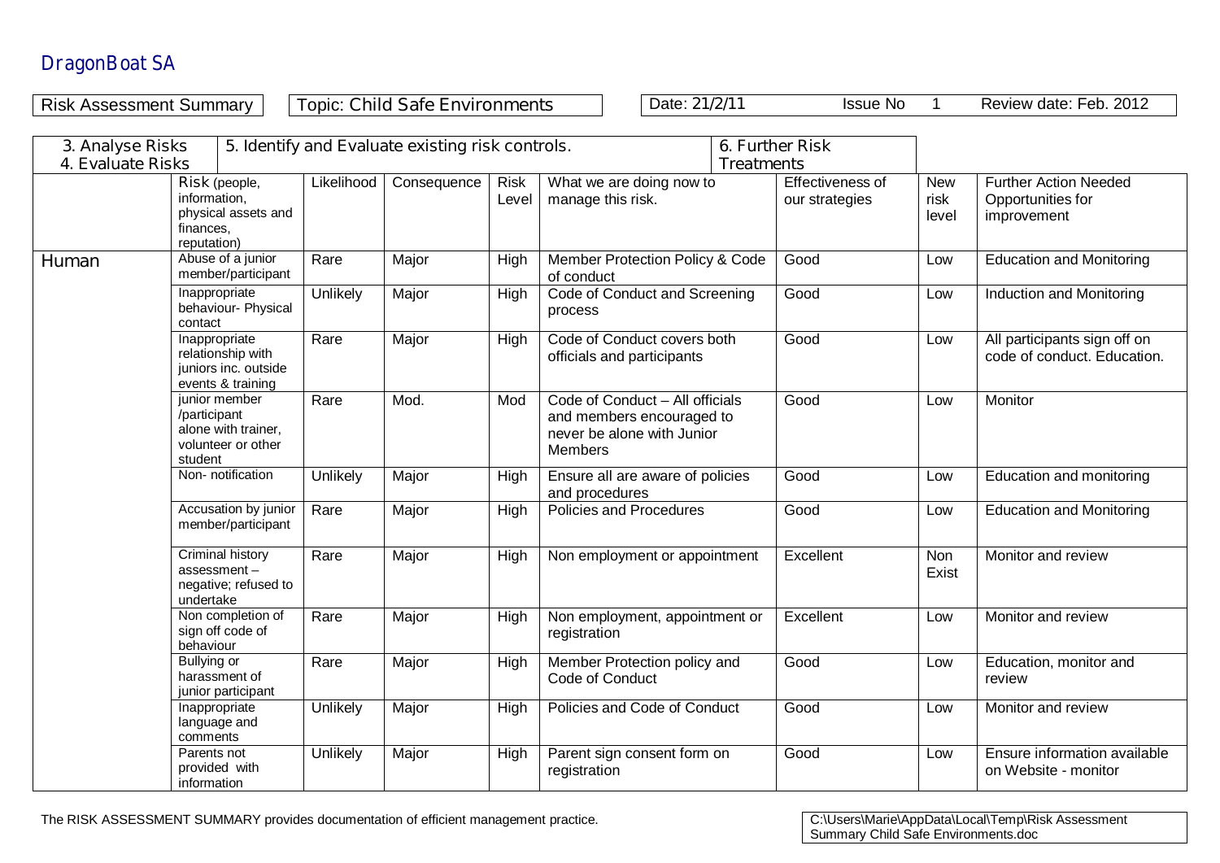# DragonBoat SA

Risk Assessment Summary | Topic: Child Safe Environments | Date: 21/2/11 | Issue No 1 | Review date: Feb. 2012

| 3. Analyse Risks 4. Evaluate Risks | 5. Identify and Evaluate existing risk controls. | | | | | | 6. Further Risk Treatments | |
|---|---|---|---|---|---|---|---|---|
| | Risk (people, information, physical assets and finances, reputation) | Likelihood | Consequence | Risk Level | What we are doing now to manage this risk. | Effectiveness of our strategies | New risk level | Further Action Needed Opportunities for improvement |
| Human | Abuse of a junior member/participant | Rare | Major | High | Member Protection Policy & Code of conduct | Good | Low | Education and Monitoring |
| | Inappropriate behaviour- Physical contact | Unlikely | Major | High | Code of Conduct and Screening process | Good | Low | Induction and Monitoring |
| | Inappropriate relationship with juniors inc. outside events & training | Rare | Major | High | Code of Conduct covers both officials and participants | Good | Low | All participants sign off on code of conduct. Education. |
| | junior member /participant alone with trainer, volunteer or other student | Rare | Mod. | Mod | Code of Conduct – All officials and members encouraged to never be alone with Junior Members | Good | Low | Monitor |
| | Non- notification | Unlikely | Major | High | Ensure all are aware of policies and procedures | Good | Low | Education and monitoring |
| | Accusation by junior member/participant | Rare | Major | High | Policies and Procedures | Good | Low | Education and Monitoring |
| | Criminal history assessment – negative; refused to undertake | Rare | Major | High | Non employment or appointment | Excellent | Non Exist | Monitor and review |
| | Non completion of sign off code of behaviour | Rare | Major | High | Non employment, appointment or registration | Excellent | Low | Monitor and review |
| | Bullying or harassment of junior participant | Rare | Major | High | Member Protection policy and Code of Conduct | Good | Low | Education, monitor and review |
| | Inappropriate language and comments | Unlikely | Major | High | Policies and Code of Conduct | Good | Low | Monitor and review |
| | Parents not provided with information | Unlikely | Major | High | Parent sign consent form on registration | Good | Low | Ensure information available on Website - monitor |

The RISK ASSESSMENT SUMMARY provides documentation of efficient management practice.

C:\Users\Marie\AppData\Local\Temp\Risk Assessment Summary Child Safe Environments.doc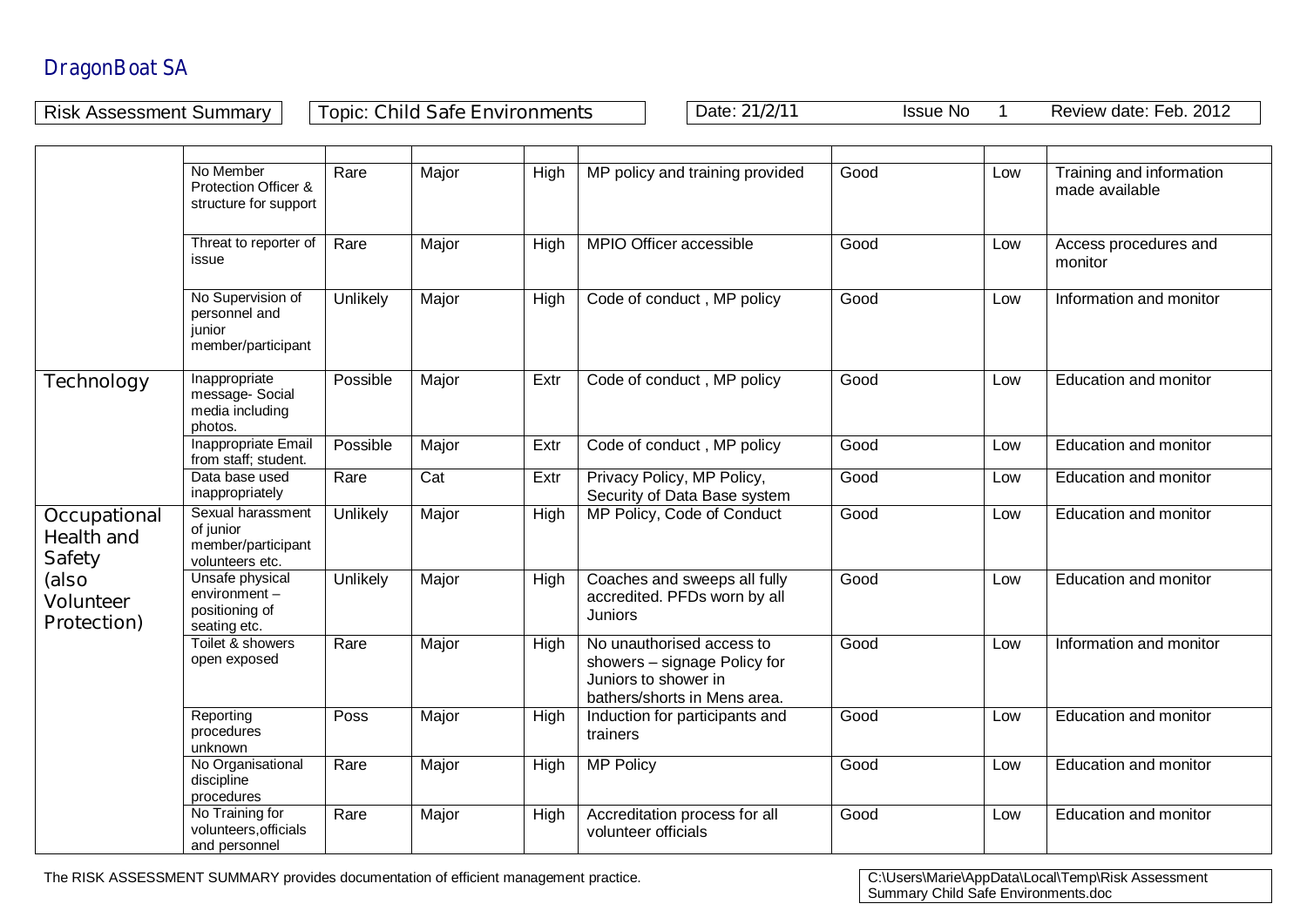# DragonBoat SA

Risk Assessment Summary | Topic: Child Safe Environments | Date: 21/2/11 | Issue No 1 | Review date: Feb. 2012

| | | | | | | | | |
|---|---|---|---|---|---|---|---|---|
| | No Member Protection Officer & structure for support | Rare | Major | High | MP policy and training provided | Good | Low | Training and information made available |
| | Threat to reporter of issue | Rare | Major | High | MPIO Officer accessible | Good | Low | Access procedures and monitor |
| | No Supervision of personnel and junior member/participant | Unlikely | Major | High | Code of conduct , MP policy | Good | Low | Information and monitor |
| Technology | Inappropriate message- Social media including photos. | Possible | Major | Extr | Code of conduct , MP policy | Good | Low | Education and monitor |
| | Inappropriate Email from staff; student. | Possible | Major | Extr | Code of conduct , MP policy | Good | Low | Education and monitor |
| | Data base used inappropriately | Rare | Cat | Extr | Privacy Policy, MP Policy, Security of Data Base system | Good | Low | Education and monitor |
| Occupational Health and Safety (also Volunteer Protection) | Sexual harassment of junior member/participant volunteers etc. | Unlikely | Major | High | MP Policy, Code of Conduct | Good | Low | Education and monitor |
| | Unsafe physical environment – positioning of seating etc. | Unlikely | Major | High | Coaches and sweeps all fully accredited. PFDs worn by all Juniors | Good | Low | Education and monitor |
| | Toilet & showers open exposed | Rare | Major | High | No unauthorised access to showers – signage Policy for Juniors to shower in bathers/shorts in Mens area. | Good | Low | Information and monitor |
| | Reporting procedures unknown | Poss | Major | High | Induction for participants and trainers | Good | Low | Education and monitor |
| | No Organisational discipline procedures | Rare | Major | High | MP Policy | Good | Low | Education and monitor |
| | No Training for volunteers,officials and personnel | Rare | Major | High | Accreditation process for all volunteer officials | Good | Low | Education and monitor |

The RISK ASSESSMENT SUMMARY provides documentation of efficient management practice.

C:\Users\Marie\AppData\Local\Temp\Risk Assessment Summary Child Safe Environments.doc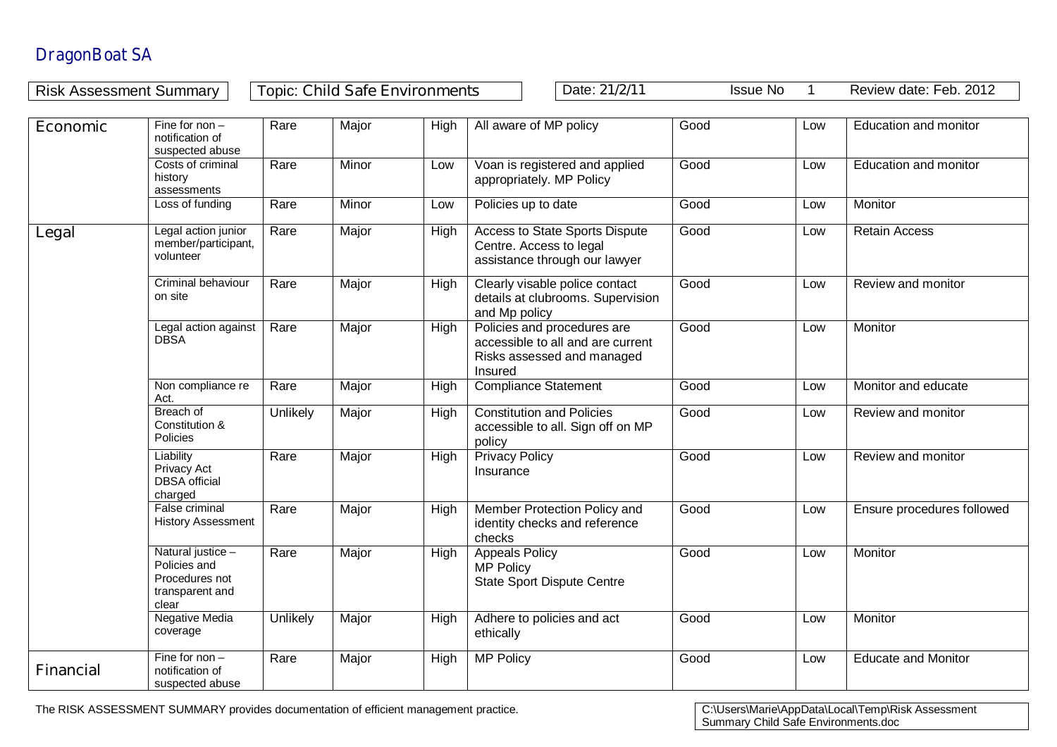DragonBoat SA

| Risk Assessment Summary | Topic: Child Safe Environments | Date: 21/2/11 | Issue No 1 | Review date: Feb. 2012 |
|---|---|---|---|---|

| | | | | | | | | |
|---|---|---|---|---|---|---|---|---|
| Economic | Fine for non – notification of suspected abuse | Rare | Major | High | All aware of MP policy | Good | Low | Education and monitor |
| | Costs of criminal history assessments | Rare | Minor | Low | Voan is registered and applied appropriately. MP Policy | Good | Low | Education and monitor |
| | Loss of funding | Rare | Minor | Low | Policies up to date | Good | Low | Monitor |
| Legal | Legal action junior member/participant, volunteer | Rare | Major | High | Access to State Sports Dispute Centre. Access to legal assistance through our lawyer | Good | Low | Retain Access |
| | Criminal behaviour on site | Rare | Major | High | Clearly visable police contact details at clubrooms. Supervision and Mp policy | Good | Low | Review and monitor |
| | Legal action against DBSA | Rare | Major | High | Policies and procedures are accessible to all and are current Risks assessed and managed Insured | Good | Low | Monitor |
| | Non compliance re Act. | Rare | Major | High | Compliance Statement | Good | Low | Monitor and educate |
| | Breach of Constitution & Policies | Unlikely | Major | High | Constitution and Policies accessible to all. Sign off on MP policy | Good | Low | Review and monitor |
| | Liability Privacy Act DBSA official charged | Rare | Major | High | Privacy Policy Insurance | Good | Low | Review and monitor |
| | False criminal History Assessment | Rare | Major | High | Member Protection Policy and identity checks and reference checks | Good | Low | Ensure procedures followed |
| | Natural justice – Policies and Procedures not transparent and clear | Rare | Major | High | Appeals Policy MP Policy State Sport Dispute Centre | Good | Low | Monitor |
| | Negative Media coverage | Unlikely | Major | High | Adhere to policies and act ethically | Good | Low | Monitor |
| Financial | Fine for non – notification of suspected abuse | Rare | Major | High | MP Policy | Good | Low | Educate and Monitor |

The RISK ASSESSMENT SUMMARY provides documentation of efficient management practice.

C:\Users\Marie\AppData\Local\Temp\Risk Assessment Summary Child Safe Environments.doc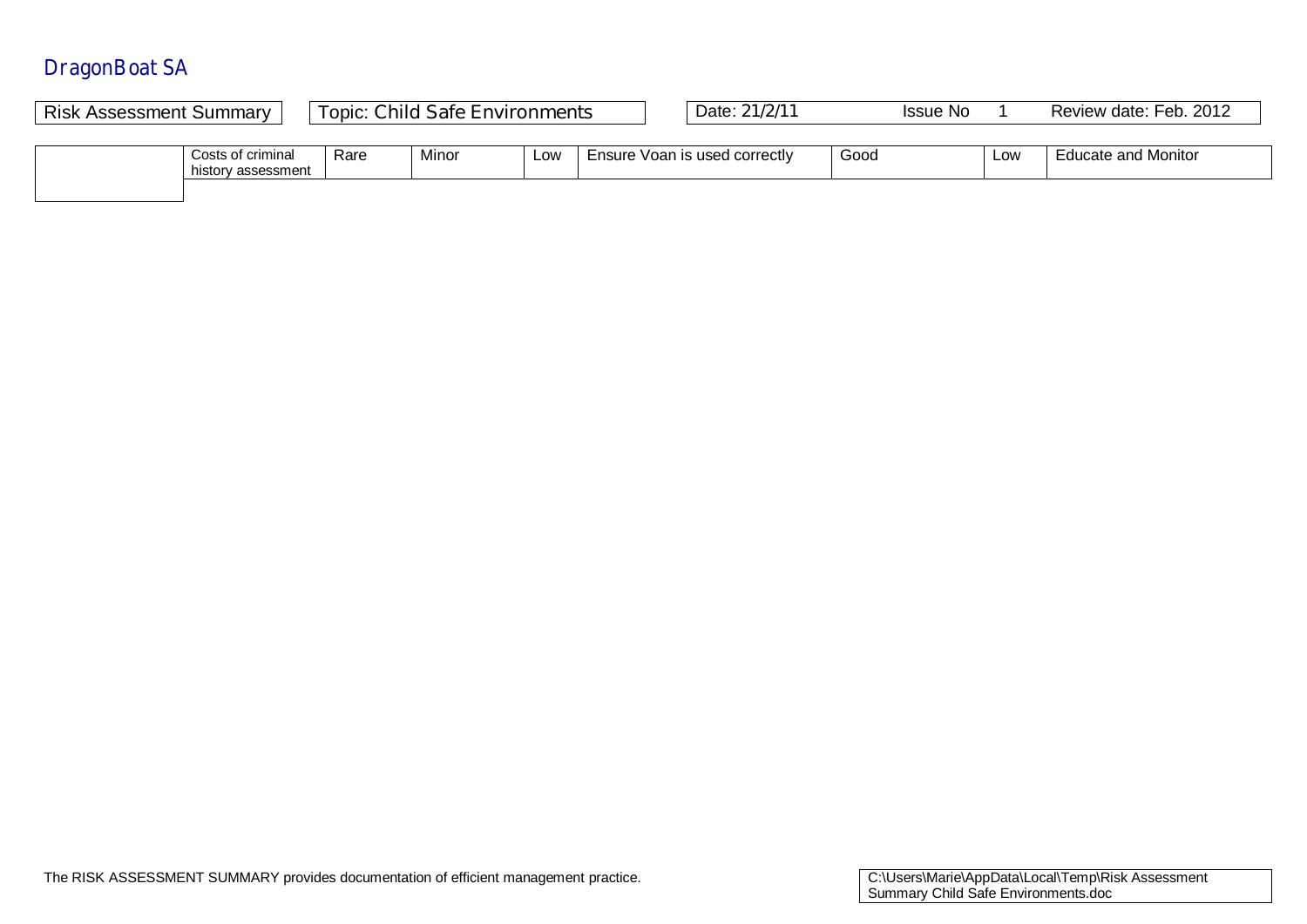DragonBoat SA

| Risk Assessment Summary | Topic: Child Safe Environments | Date: 21/2/11 | Issue No 1 | Review date: Feb. 2012 |
|---|---|---|---|---|

| | | | | | | | | |
|---|---|---|---|---|---|---|---|---|
| | Costs of criminal history assessment | Rare | Minor | Low | Ensure Voan is used correctly | Good | Low | Educate and Monitor |

The RISK ASSESSMENT SUMMARY provides documentation of efficient management practice.

C:\Users\Marie\AppData\Local\Temp\Risk Assessment Summary Child Safe Environments.doc